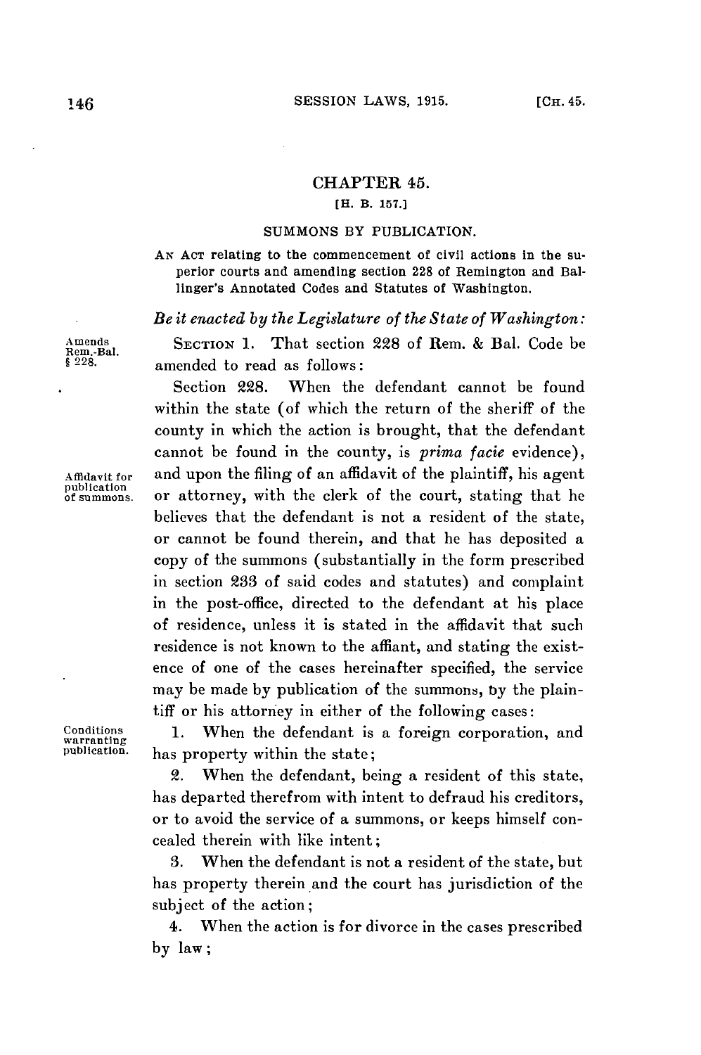# CHAPTER 45.

### [H. B. 157.]

## SUMMONS BY PUBLICATION.

AN ACT relating to the commencement of civil actions in the superior courts and amending section 228 of Remington and Ballinger's Annotated Codes and Statutes of Washington.

*Be it enacted by the Legislature of the State of Washington:*

Amends Rem.-Bal. § 228.

SECTION 1. That section 228 of Rem. & Bal. Code be amended to read as follows:

Section 228. When the defendant cannot be found within the state (of which the return of the sheriff of the county in which the action is brought, that the defendant cannot be found in the county, is *prima facie* evidence), and upon the filing of an affidavit of the plaintiff, his agent or attorney, with the clerk of the court, stating that he believes that the defendant is not a resident of the state, or cannot be found therein, and that he has deposited a copy of the summons (substantially in the form prescribed in section 233 of said codes and statutes) and complaint in the post-office, directed to the defendant at his place of residence, unless it is stated in the affidavit that such residence is not known to the affiant, and stating the existence of one of the cases hereinafter specified, the service may be made by publication of the summons, by the plaintiff or his attorney in either of the following cases:

Affidavit for publication of summons.

Conditions warranting publication.

1. When the defendant is a foreign corporation, and has property within the state;

2. When the defendant, being a resident of this state, has departed therefrom with intent to defraud his creditors, or to avoid the service of a summons, or keeps himself concealed therein with like intent;

3. When the defendant is not a resident of the state, but has property therein and the court has jurisdiction of the subject of the action;

4. When the action is for divorce in the cases prescribed by law;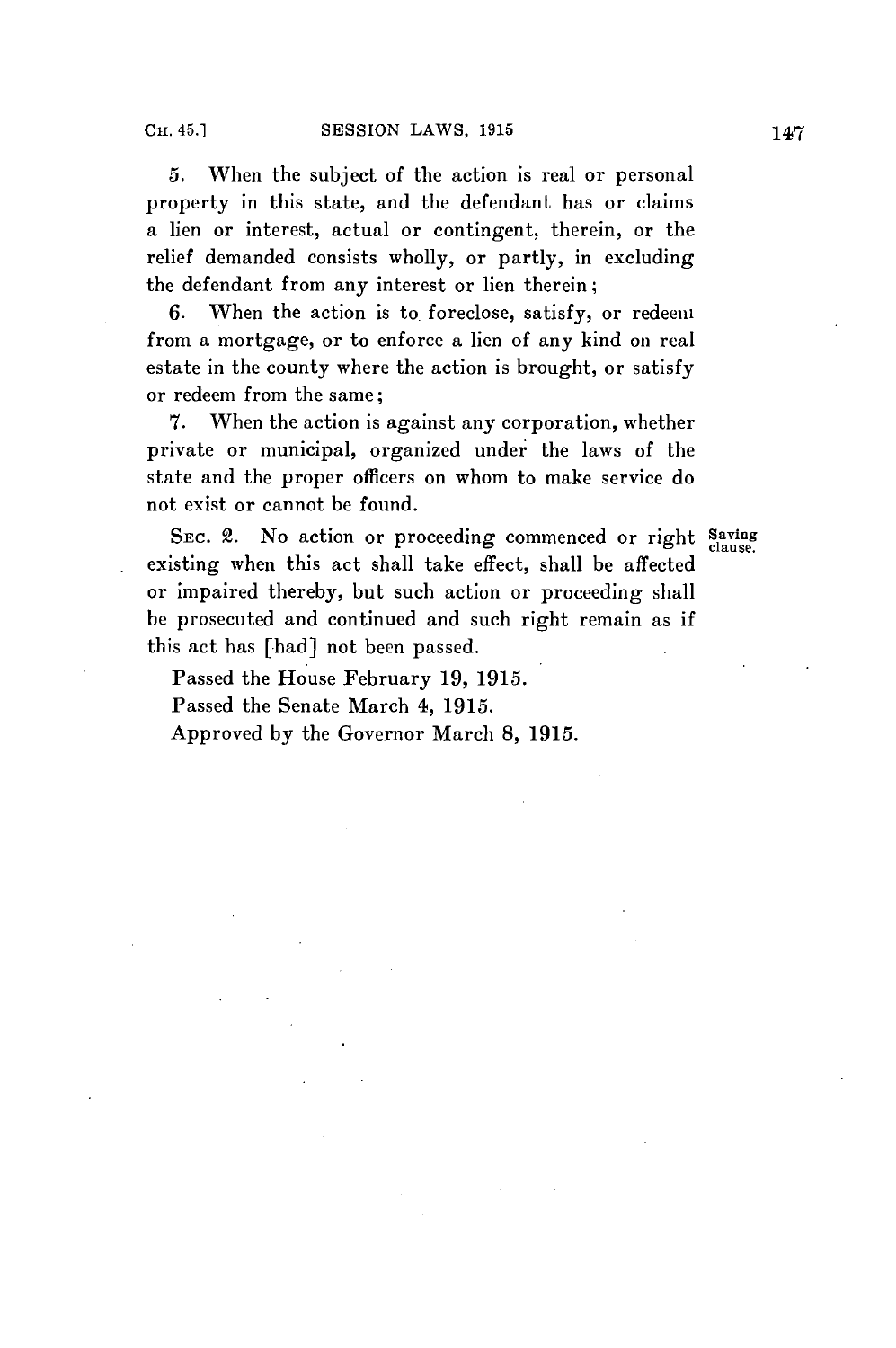5. When the subject of the action is real or personal property in this state, and the defendant has or claims a lien or interest, actual or contingent, therein, or the relief demanded consists wholly, or partly, in excluding the defendant from any interest or lien therein;

6. When the action is to foreclose, satisfy, or redeem from a mortgage, or to enforce a lien of any kind on real estate in the county where the action is brought, or satisfy or redeem from the same;

7. When the action is against any corporation, whether private or municipal, organized under the laws of the state and the proper officers on whom to make service do not exist or cannot be found.

SEC. 2. No action or proceeding commenced or right existing when this act shall take effect, shall be affected or impaired thereby, but such action or proceeding shall be prosecuted and continued and such right remain as if this act has [had] not been passed.

Saving clause.

Passed the House February 19, 1915.

Passed the Senate March 4, 1915.

Approved by the Governor March 8, 1915.